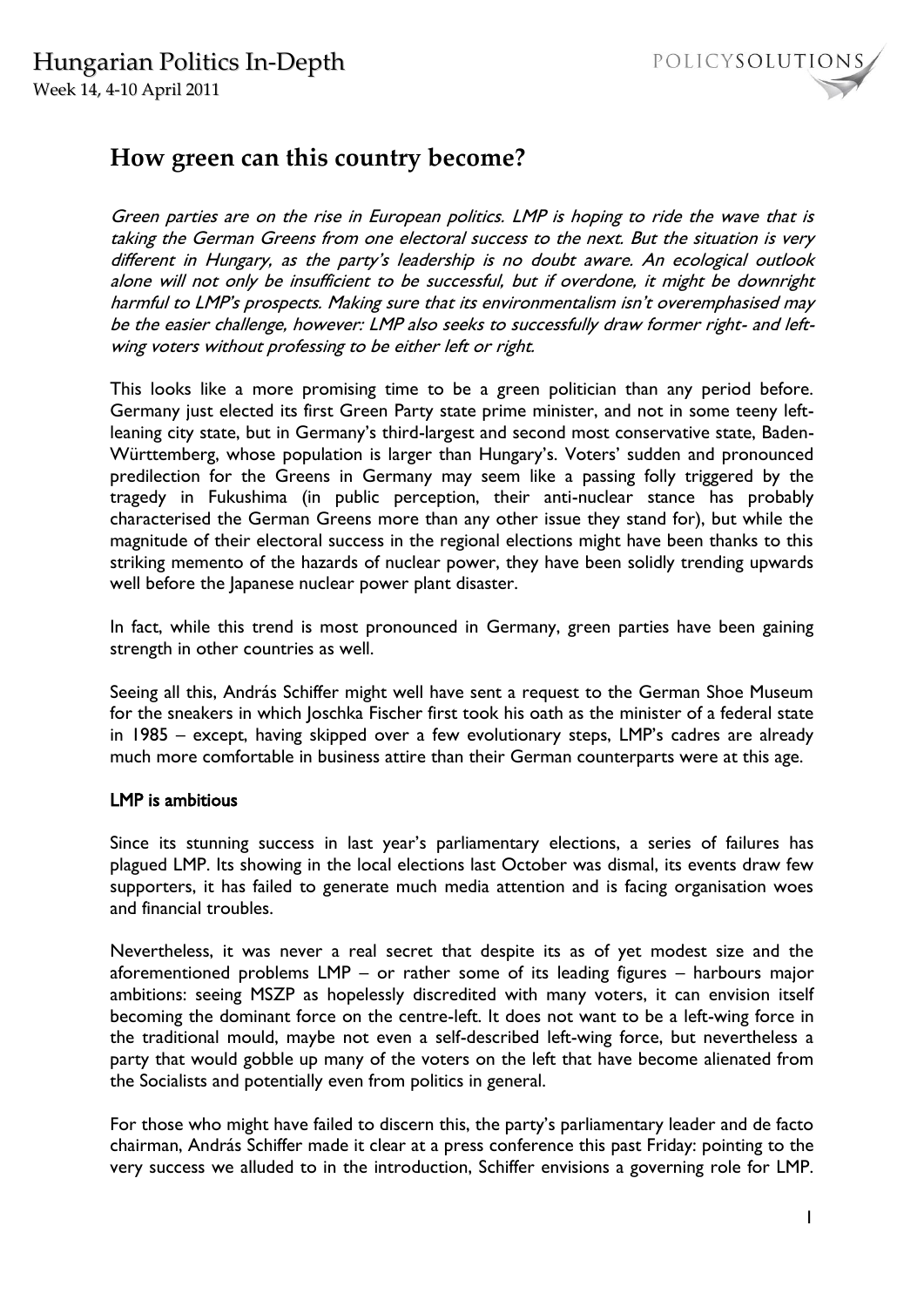# How green can this country become?

*Green parties are on the rise in European politics. LMP is hoping to ride the wave that is taking the German Greens from one electoral success to the next. But the situation is very different in Hungary, as the party's leadership is no doubt aware. An ecological outlook alone will not only be insufficient to be successful, but if overdone, it might be downright harmful to LMP's prospects. Making sure that its environmentalism isn't overemphasised may be the easier challenge, however: LMP also seeks to successfully draw former right- and left-wing voters without professing to be either left or right.*

This looks like a more promising time to be a green politician than any period before. Germany just elected its first Green Party state prime minister, and not in some teeny left-leaning city state, but in Germany's third-largest and second most conservative state, Baden-Württemberg, whose population is larger than Hungary's. Voters' sudden and pronounced predilection for the Greens in Germany may seem like a passing folly triggered by the tragedy in Fukushima (in public perception, their anti-nuclear stance has probably characterised the German Greens more than any other issue they stand for), but while the magnitude of their electoral success in the regional elections might have been thanks to this striking memento of the hazards of nuclear power, they have been solidly trending upwards well before the Japanese nuclear power plant disaster.

In fact, while this trend is most pronounced in Germany, green parties have been gaining strength in other countries as well.

Seeing all this, András Schiffer might well have sent a request to the German Shoe Museum for the sneakers in which Joschka Fischer first took his oath as the minister of a federal state in 1985 – except, having skipped over a few evolutionary steps, LMP's cadres are already much more comfortable in business attire than their German counterparts were at this age.

## LMP is ambitious

Since its stunning success in last year's parliamentary elections, a series of failures has plagued LMP. Its showing in the local elections last October was dismal, its events draw few supporters, it has failed to generate much media attention and is facing organisation woes and financial troubles.

Nevertheless, it was never a real secret that despite its as of yet modest size and the aforementioned problems LMP – or rather some of its leading figures – harbours major ambitions: seeing MSZP as hopelessly discredited with many voters, it can envision itself becoming the dominant force on the centre-left. It does not want to be a left-wing force in the traditional mould, maybe not even a self-described left-wing force, but nevertheless a party that would gobble up many of the voters on the left that have become alienated from the Socialists and potentially even from politics in general.

For those who might have failed to discern this, the party's parliamentary leader and de facto chairman, András Schiffer made it clear at a press conference this past Friday: pointing to the very success we alluded to in the introduction, Schiffer envisions a governing role for LMP.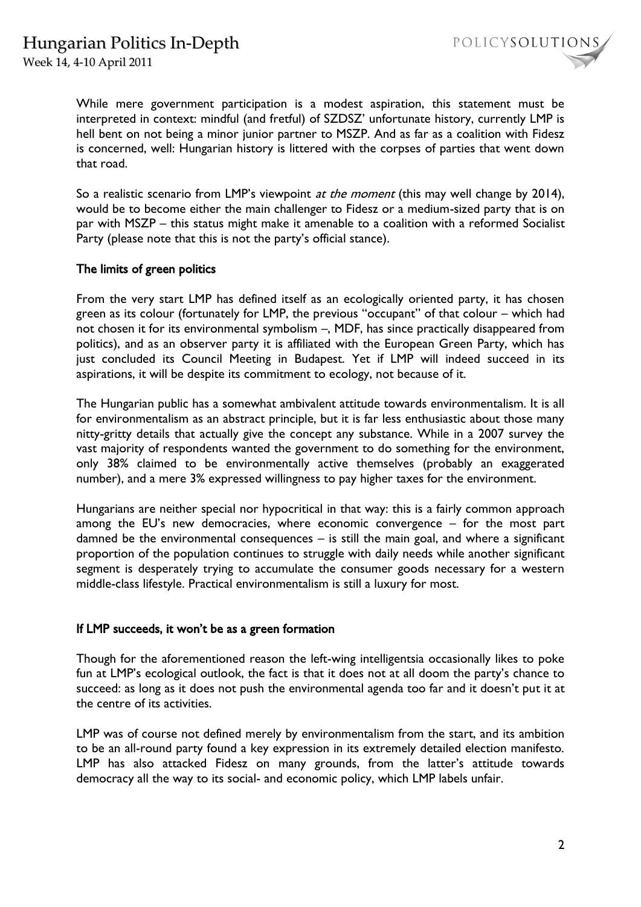While mere government participation is a modest aspiration, this statement must be interpreted in context: mindful (and fretful) of SZDSZ' unfortunate history, currently LMP is hell bent on not being a minor junior partner to MSZP. And as far as a coalition with Fidesz is concerned, well: Hungarian history is littered with the corpses of parties that went down that road.

So a realistic scenario from LMP's viewpoint *at the moment* (this may well change by 2014), would be to become either the main challenger to Fidesz or a medium-sized party that is on par with MSZP – this status might make it amenable to a coalition with a reformed Socialist Party (please note that this is not the party's official stance).

**The limits of green politics**

From the very start LMP has defined itself as an ecologically oriented party, it has chosen green as its colour (fortunately for LMP, the previous "occupant" of that colour – which had not chosen it for its environmental symbolism –, MDF, has since practically disappeared from politics), and as an observer party it is affiliated with the European Green Party, which has just concluded its Council Meeting in Budapest. Yet if LMP will indeed succeed in its aspirations, it will be despite its commitment to ecology, not because of it.

The Hungarian public has a somewhat ambivalent attitude towards environmentalism. It is all for environmentalism as an abstract principle, but it is far less enthusiastic about those many nitty-gritty details that actually give the concept any substance. While in a 2007 survey the vast majority of respondents wanted the government to do something for the environment, only 38% claimed to be environmentally active themselves (probably an exaggerated number), and a mere 3% expressed willingness to pay higher taxes for the environment.

Hungarians are neither special nor hypocritical in that way: this is a fairly common approach among the EU's new democracies, where economic convergence – for the most part damned be the environmental consequences – is still the main goal, and where a significant proportion of the population continues to struggle with daily needs while another significant segment is desperately trying to accumulate the consumer goods necessary for a western middle-class lifestyle. Practical environmentalism is still a luxury for most.

**If LMP succeeds, it won't be as a green formation**

Though for the aforementioned reason the left-wing intelligentsia occasionally likes to poke fun at LMP's ecological outlook, the fact is that it does not at all doom the party's chance to succeed: as long as it does not push the environmental agenda too far and it doesn't put it at the centre of its activities.

LMP was of course not defined merely by environmentalism from the start, and its ambition to be an all-round party found a key expression in its extremely detailed election manifesto. LMP has also attacked Fidesz on many grounds, from the latter's attitude towards democracy all the way to its social- and economic policy, which LMP labels unfair.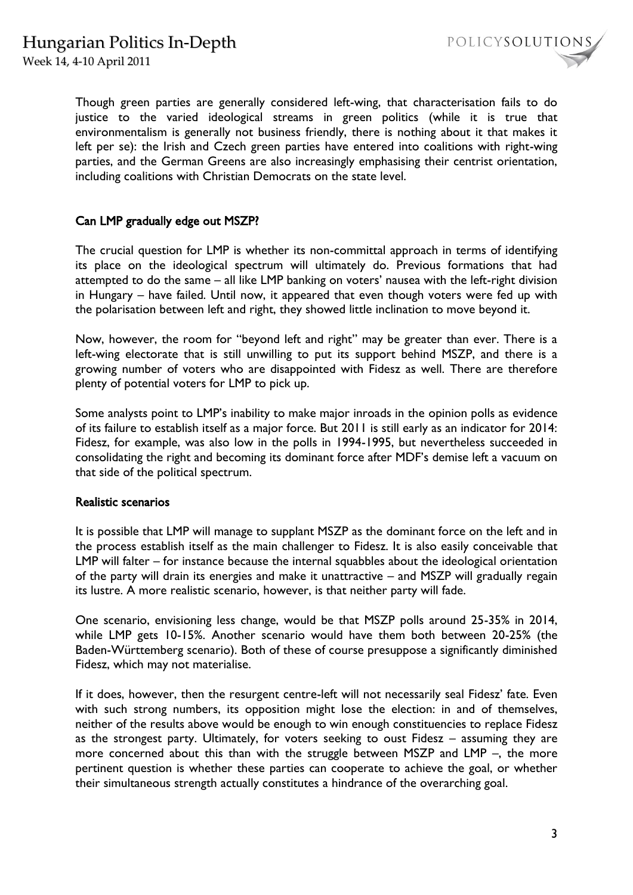Though green parties are generally considered left-wing, that characterisation fails to do justice to the varied ideological streams in green politics (while it is true that environmentalism is generally not business friendly, there is nothing about it that makes it left per se): the Irish and Czech green parties have entered into coalitions with right-wing parties, and the German Greens are also increasingly emphasising their centrist orientation, including coalitions with Christian Democrats on the state level.

## Can LMP gradually edge out MSZP?

The crucial question for LMP is whether its non-committal approach in terms of identifying its place on the ideological spectrum will ultimately do. Previous formations that had attempted to do the same – all like LMP banking on voters' nausea with the left-right division in Hungary – have failed. Until now, it appeared that even though voters were fed up with the polarisation between left and right, they showed little inclination to move beyond it.

Now, however, the room for "beyond left and right" may be greater than ever. There is a left-wing electorate that is still unwilling to put its support behind MSZP, and there is a growing number of voters who are disappointed with Fidesz as well. There are therefore plenty of potential voters for LMP to pick up.

Some analysts point to LMP's inability to make major inroads in the opinion polls as evidence of its failure to establish itself as a major force. But 2011 is still early as an indicator for 2014: Fidesz, for example, was also low in the polls in 1994-1995, but nevertheless succeeded in consolidating the right and becoming its dominant force after MDF's demise left a vacuum on that side of the political spectrum.

## Realistic scenarios

It is possible that LMP will manage to supplant MSZP as the dominant force on the left and in the process establish itself as the main challenger to Fidesz. It is also easily conceivable that LMP will falter – for instance because the internal squabbles about the ideological orientation of the party will drain its energies and make it unattractive – and MSZP will gradually regain its lustre. A more realistic scenario, however, is that neither party will fade.

One scenario, envisioning less change, would be that MSZP polls around 25-35% in 2014, while LMP gets 10-15%. Another scenario would have them both between 20-25% (the Baden-Württemberg scenario). Both of these of course presuppose a significantly diminished Fidesz, which may not materialise.

If it does, however, then the resurgent centre-left will not necessarily seal Fidesz' fate. Even with such strong numbers, its opposition might lose the election: in and of themselves, neither of the results above would be enough to win enough constituencies to replace Fidesz as the strongest party. Ultimately, for voters seeking to oust Fidesz – assuming they are more concerned about this than with the struggle between MSZP and LMP –, the more pertinent question is whether these parties can cooperate to achieve the goal, or whether their simultaneous strength actually constitutes a hindrance of the overarching goal.